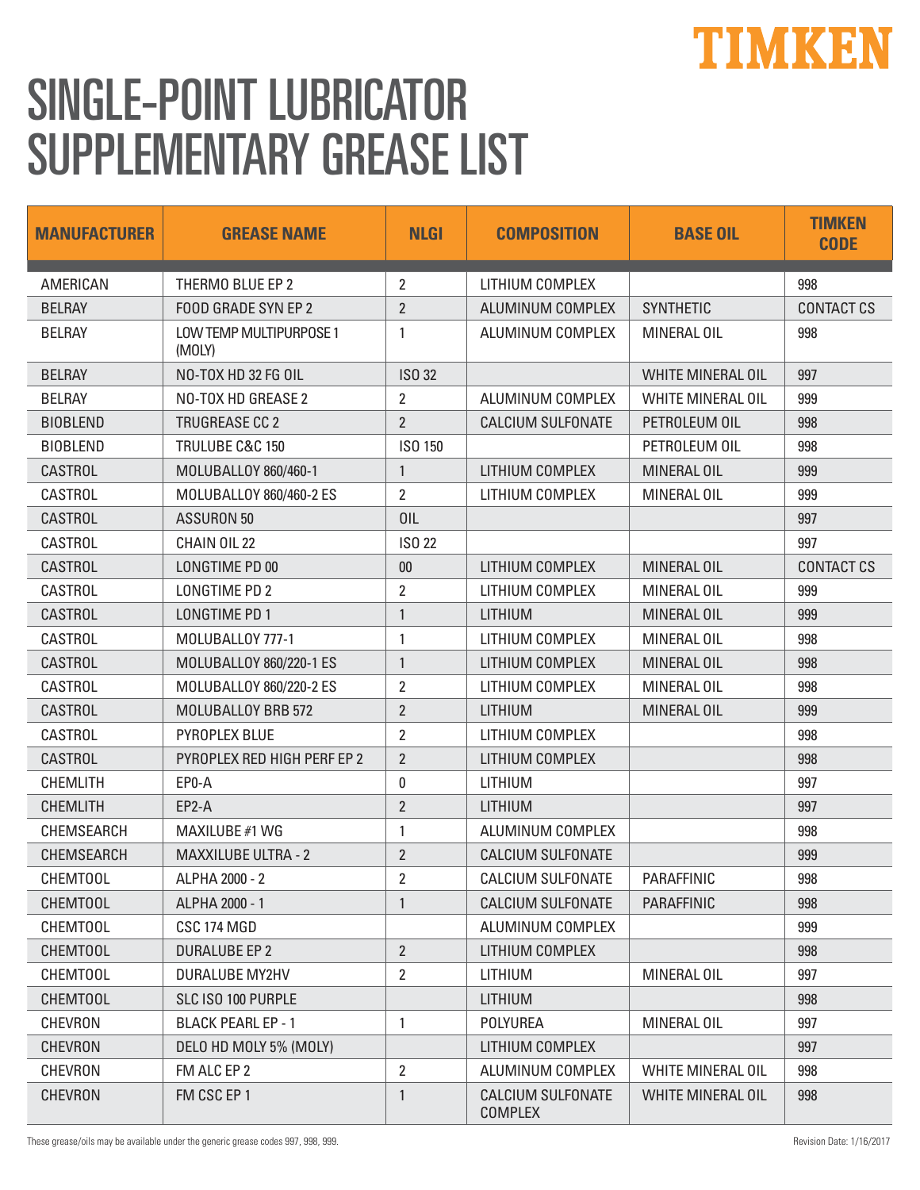TIMKEN

# SINGLE-POINT LUBRICATOR SUPPLEMENTARY GREASE LIST

| MANUFACTURER | GREASE NAME | NLGI | COMPOSITION | BASE OIL | TIMKEN CODE |
|---|---|---|---|---|---|
| AMERICAN | THERMO BLUE EP 2 | 2 | LITHIUM COMPLEX | | 998 |
| BELRAY | FOOD GRADE SYN EP 2 | 2 | ALUMINUM COMPLEX | SYNTHETIC | CONTACT CS |
| BELRAY | LOW TEMP MULTIPURPOSE 1 (MOLY) | 1 | ALUMINUM COMPLEX | MINERAL OIL | 998 |
| BELRAY | NO-TOX HD 32 FG OIL | ISO 32 | | WHITE MINERAL OIL | 997 |
| BELRAY | NO-TOX HD GREASE 2 | 2 | ALUMINUM COMPLEX | WHITE MINERAL OIL | 999 |
| BIOBLEND | TRUGREASE CC 2 | 2 | CALCIUM SULFONATE | PETROLEUM OIL | 998 |
| BIOBLEND | TRULUBE C&C 150 | ISO 150 | | PETROLEUM OIL | 998 |
| CASTROL | MOLUBALLOY 860/460-1 | 1 | LITHIUM COMPLEX | MINERAL OIL | 999 |
| CASTROL | MOLUBALLOY 860/460-2 ES | 2 | LITHIUM COMPLEX | MINERAL OIL | 999 |
| CASTROL | ASSURON 50 | OIL | | | 997 |
| CASTROL | CHAIN OIL 22 | ISO 22 | | | 997 |
| CASTROL | LONGTIME PD 00 | 00 | LITHIUM COMPLEX | MINERAL OIL | CONTACT CS |
| CASTROL | LONGTIME PD 2 | 2 | LITHIUM COMPLEX | MINERAL OIL | 999 |
| CASTROL | LONGTIME PD 1 | 1 | LITHIUM | MINERAL OIL | 999 |
| CASTROL | MOLUBALLOY 777-1 | 1 | LITHIUM COMPLEX | MINERAL OIL | 998 |
| CASTROL | MOLUBALLOY 860/220-1 ES | 1 | LITHIUM COMPLEX | MINERAL OIL | 998 |
| CASTROL | MOLUBALLOY 860/220-2 ES | 2 | LITHIUM COMPLEX | MINERAL OIL | 998 |
| CASTROL | MOLUBALLOY BRB 572 | 2 | LITHIUM | MINERAL OIL | 999 |
| CASTROL | PYROPLEX BLUE | 2 | LITHIUM COMPLEX | | 998 |
| CASTROL | PYROPLEX RED HIGH PERF EP 2 | 2 | LITHIUM COMPLEX | | 998 |
| CHEMLITH | EP0-A | 0 | LITHIUM | | 997 |
| CHEMLITH | EP2-A | 2 | LITHIUM | | 997 |
| CHEMSEARCH | MAXILUBE #1 WG | 1 | ALUMINUM COMPLEX | | 998 |
| CHEMSEARCH | MAXXILUBE ULTRA - 2 | 2 | CALCIUM SULFONATE | | 999 |
| CHEMTOOL | ALPHA 2000 - 2 | 2 | CALCIUM SULFONATE | PARAFFINIC | 998 |
| CHEMTOOL | ALPHA 2000 - 1 | 1 | CALCIUM SULFONATE | PARAFFINIC | 998 |
| CHEMTOOL | CSC 174 MGD | | ALUMINUM COMPLEX | | 999 |
| CHEMTOOL | DURALUBE EP 2 | 2 | LITHIUM COMPLEX | | 998 |
| CHEMTOOL | DURALUBE MY2HV | 2 | LITHIUM | MINERAL OIL | 997 |
| CHEMTOOL | SLC ISO 100 PURPLE | | LITHIUM | | 998 |
| CHEVRON | BLACK PEARL EP - 1 | 1 | POLYUREA | MINERAL OIL | 997 |
| CHEVRON | DELO HD MOLY 5% (MOLY) | | LITHIUM COMPLEX | | 997 |
| CHEVRON | FM ALC EP 2 | 2 | ALUMINUM COMPLEX | WHITE MINERAL OIL | 998 |
| CHEVRON | FM CSC EP 1 | 1 | CALCIUM SULFONATE COMPLEX | WHITE MINERAL OIL | 998 |

These grease/oils may be available under the generic grease codes 997, 998, 999.

Revision Date: 1/16/2017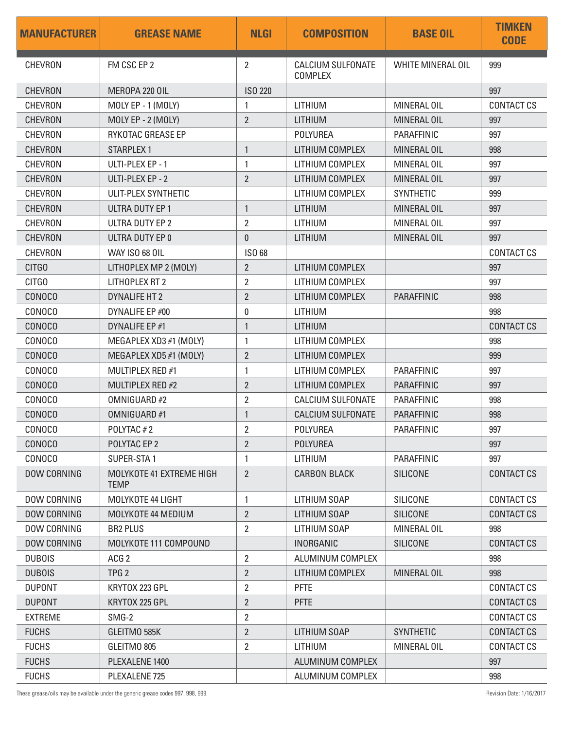| MANUFACTURER | GREASE NAME | NLGI | COMPOSITION | BASE OIL | TIMKEN CODE |
|---|---|---|---|---|---|
| CHEVRON | FM CSC EP 2 | 2 | CALCIUM SULFONATE COMPLEX | WHITE MINERAL OIL | 999 |
| CHEVRON | MEROPA 220 OIL | ISO 220 | | | 997 |
| CHEVRON | MOLY EP - 1 (MOLY) | 1 | LITHIUM | MINERAL OIL | CONTACT CS |
| CHEVRON | MOLY EP - 2 (MOLY) | 2 | LITHIUM | MINERAL OIL | 997 |
| CHEVRON | RYKOTAC GREASE EP | | POLYUREA | PARAFFINIC | 997 |
| CHEVRON | STARPLEX 1 | 1 | LITHIUM COMPLEX | MINERAL OIL | 998 |
| CHEVRON | ULTI-PLEX EP - 1 | 1 | LITHIUM COMPLEX | MINERAL OIL | 997 |
| CHEVRON | ULTI-PLEX EP - 2 | 2 | LITHIUM COMPLEX | MINERAL OIL | 997 |
| CHEVRON | ULIT-PLEX SYNTHETIC | | LITHIUM COMPLEX | SYNTHETIC | 999 |
| CHEVRON | ULTRA DUTY EP 1 | 1 | LITHIUM | MINERAL OIL | 997 |
| CHEVRON | ULTRA DUTY EP 2 | 2 | LITHIUM | MINERAL OIL | 997 |
| CHEVRON | ULTRA DUTY EP 0 | 0 | LITHIUM | MINERAL OIL | 997 |
| CHEVRON | WAY ISO 68 OIL | ISO 68 | | | CONTACT CS |
| CITGO | LITHOPLEX MP 2 (MOLY) | 2 | LITHIUM COMPLEX | | 997 |
| CITGO | LITHOPLEX RT 2 | 2 | LITHIUM COMPLEX | | 997 |
| CONOCO | DYNALIFE HT 2 | 2 | LITHIUM COMPLEX | PARAFFINIC | 998 |
| CONOCO | DYNALIFE EP #00 | 0 | LITHIUM | | 998 |
| CONOCO | DYNALIFE EP #1 | 1 | LITHIUM | | CONTACT CS |
| CONOCO | MEGAPLEX XD3 #1 (MOLY) | 1 | LITHIUM COMPLEX | | 998 |
| CONOCO | MEGAPLEX XD5 #1 (MOLY) | 2 | LITHIUM COMPLEX | | 999 |
| CONOCO | MULTIPLEX RED #1 | 1 | LITHIUM COMPLEX | PARAFFINIC | 997 |
| CONOCO | MULTIPLEX RED #2 | 2 | LITHIUM COMPLEX | PARAFFINIC | 997 |
| CONOCO | OMNIGUARD #2 | 2 | CALCIUM SULFONATE | PARAFFINIC | 998 |
| CONOCO | OMNIGUARD #1 | 1 | CALCIUM SULFONATE | PARAFFINIC | 998 |
| CONOCO | POLYTAC # 2 | 2 | POLYUREA | PARAFFINIC | 997 |
| CONOCO | POLYTAC EP 2 | 2 | POLYUREA | | 997 |
| CONOCO | SUPER-STA 1 | 1 | LITHIUM | PARAFFINIC | 997 |
| DOW CORNING | MOLYKOTE 41 EXTREME HIGH TEMP | 2 | CARBON BLACK | SILICONE | CONTACT CS |
| DOW CORNING | MOLYKOTE 44 LIGHT | 1 | LITHIUM SOAP | SILICONE | CONTACT CS |
| DOW CORNING | MOLYKOTE 44 MEDIUM | 2 | LITHIUM SOAP | SILICONE | CONTACT CS |
| DOW CORNING | BR2 PLUS | 2 | LITHIUM SOAP | MINERAL OIL | 998 |
| DOW CORNING | MOLYKOTE 111 COMPOUND | | INORGANIC | SILICONE | CONTACT CS |
| DUBOIS | ACG 2 | 2 | ALUMINUM COMPLEX | | 998 |
| DUBOIS | TPG 2 | 2 | LITHIUM COMPLEX | MINERAL OIL | 998 |
| DUPONT | KRYTOX 223 GPL | 2 | PFTE | | CONTACT CS |
| DUPONT | KRYTOX 225 GPL | 2 | PFTE | | CONTACT CS |
| EXTREME | SMG-2 | 2 | | | CONTACT CS |
| FUCHS | GLEITMO 585K | 2 | LITHIUM SOAP | SYNTHETIC | CONTACT CS |
| FUCHS | GLEITMO 805 | 2 | LITHIUM | MINERAL OIL | CONTACT CS |
| FUCHS | PLEXALENE 1400 | | ALUMINUM COMPLEX | | 997 |
| FUCHS | PLEXALENE 725 | | ALUMINUM COMPLEX | | 998 |

These grease/oils may be available under the generic grease codes 997, 998, 999.

Revision Date: 1/16/2017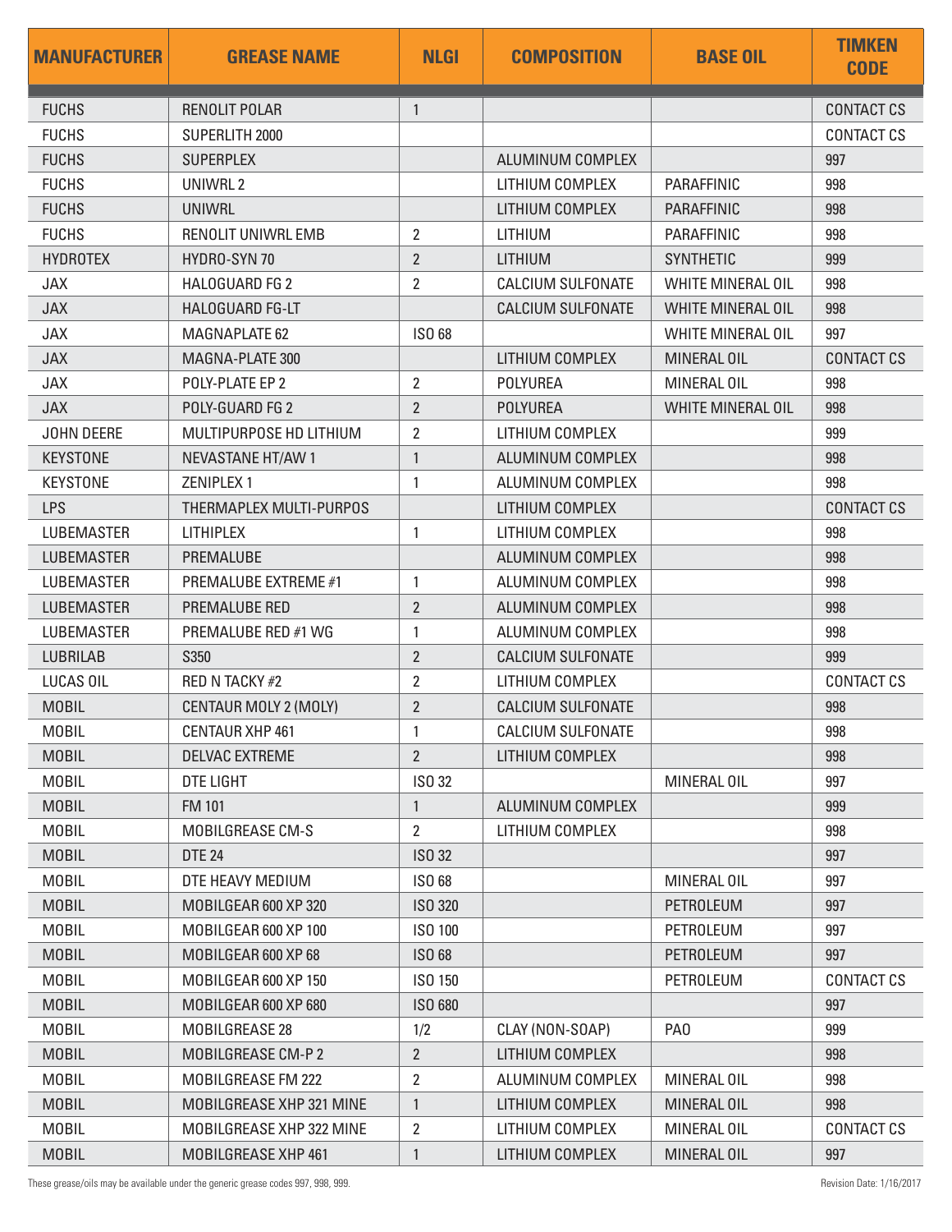| MANUFACTURER | GREASE NAME | NLGI | COMPOSITION | BASE OIL | TIMKEN CODE |
|---|---|---|---|---|---|
| FUCHS | RENOLIT POLAR | 1 | | | CONTACT CS |
| FUCHS | SUPERLITH 2000 | | | | CONTACT CS |
| FUCHS | SUPERPLEX | | ALUMINUM COMPLEX | | 997 |
| FUCHS | UNIWRL 2 | | LITHIUM COMPLEX | PARAFFINIC | 998 |
| FUCHS | UNIWRL | | LITHIUM COMPLEX | PARAFFINIC | 998 |
| FUCHS | RENOLIT UNIWRL EMB | 2 | LITHIUM | PARAFFINIC | 998 |
| HYDROTEX | HYDRO-SYN 70 | 2 | LITHIUM | SYNTHETIC | 999 |
| JAX | HALOGUARD FG 2 | 2 | CALCIUM SULFONATE | WHITE MINERAL OIL | 998 |
| JAX | HALOGUARD FG-LT | | CALCIUM SULFONATE | WHITE MINERAL OIL | 998 |
| JAX | MAGNAPLATE 62 | ISO 68 | | WHITE MINERAL OIL | 997 |
| JAX | MAGNA-PLATE 300 | | LITHIUM COMPLEX | MINERAL OIL | CONTACT CS |
| JAX | POLY-PLATE EP 2 | 2 | POLYUREA | MINERAL OIL | 998 |
| JAX | POLY-GUARD FG 2 | 2 | POLYUREA | WHITE MINERAL OIL | 998 |
| JOHN DEERE | MULTIPURPOSE HD LITHIUM | 2 | LITHIUM COMPLEX | | 999 |
| KEYSTONE | NEVASTANE HT/AW 1 | 1 | ALUMINUM COMPLEX | | 998 |
| KEYSTONE | ZENIPLEX 1 | 1 | ALUMINUM COMPLEX | | 998 |
| LPS | THERMAPLEX MULTI-PURPOS | | LITHIUM COMPLEX | | CONTACT CS |
| LUBEMASTER | LITHIPLEX | 1 | LITHIUM COMPLEX | | 998 |
| LUBEMASTER | PREMALUBE | | ALUMINUM COMPLEX | | 998 |
| LUBEMASTER | PREMALUBE EXTREME #1 | 1 | ALUMINUM COMPLEX | | 998 |
| LUBEMASTER | PREMALUBE RED | 2 | ALUMINUM COMPLEX | | 998 |
| LUBEMASTER | PREMALUBE RED #1 WG | 1 | ALUMINUM COMPLEX | | 998 |
| LUBRILAB | S350 | 2 | CALCIUM SULFONATE | | 999 |
| LUCAS OIL | RED N TACKY #2 | 2 | LITHIUM COMPLEX | | CONTACT CS |
| MOBIL | CENTAUR MOLY 2 (MOLY) | 2 | CALCIUM SULFONATE | | 998 |
| MOBIL | CENTAUR XHP 461 | 1 | CALCIUM SULFONATE | | 998 |
| MOBIL | DELVAC EXTREME | 2 | LITHIUM COMPLEX | | 998 |
| MOBIL | DTE LIGHT | ISO 32 | | MINERAL OIL | 997 |
| MOBIL | FM 101 | 1 | ALUMINUM COMPLEX | | 999 |
| MOBIL | MOBILGREASE CM-S | 2 | LITHIUM COMPLEX | | 998 |
| MOBIL | DTE 24 | ISO 32 | | | 997 |
| MOBIL | DTE HEAVY MEDIUM | ISO 68 | | MINERAL OIL | 997 |
| MOBIL | MOBILGEAR 600 XP 320 | ISO 320 | | PETROLEUM | 997 |
| MOBIL | MOBILGEAR 600 XP 100 | ISO 100 | | PETROLEUM | 997 |
| MOBIL | MOBILGEAR 600 XP 68 | ISO 68 | | PETROLEUM | 997 |
| MOBIL | MOBILGEAR 600 XP 150 | ISO 150 | | PETROLEUM | CONTACT CS |
| MOBIL | MOBILGEAR 600 XP 680 | ISO 680 | | | 997 |
| MOBIL | MOBILGREASE 28 | 1/2 | CLAY (NON-SOAP) | PAO | 999 |
| MOBIL | MOBILGREASE CM-P 2 | 2 | LITHIUM COMPLEX | | 998 |
| MOBIL | MOBILGREASE FM 222 | 2 | ALUMINUM COMPLEX | MINERAL OIL | 998 |
| MOBIL | MOBILGREASE XHP 321 MINE | 1 | LITHIUM COMPLEX | MINERAL OIL | 998 |
| MOBIL | MOBILGREASE XHP 322 MINE | 2 | LITHIUM COMPLEX | MINERAL OIL | CONTACT CS |
| MOBIL | MOBILGREASE XHP 461 | 1 | LITHIUM COMPLEX | MINERAL OIL | 997 |

These grease/oils may be available under the generic grease codes 997, 998, 999.

Revision Date: 1/16/2017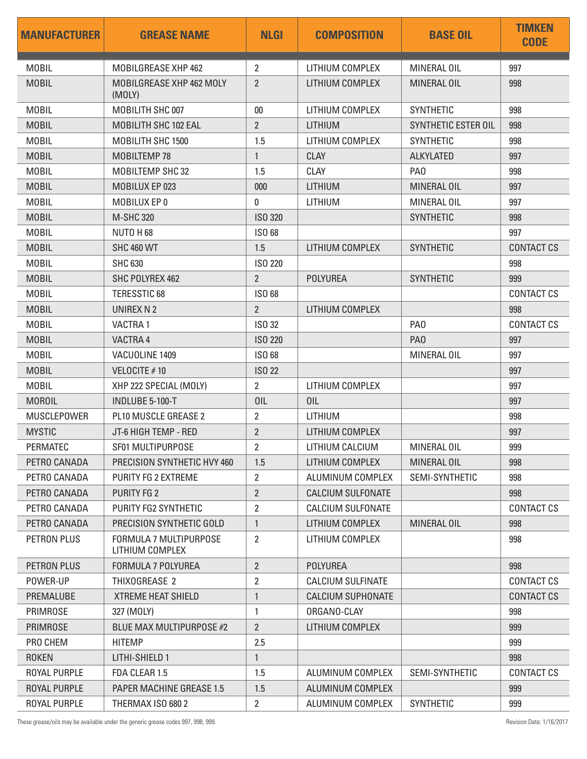| MANUFACTURER | GREASE NAME | NLGI | COMPOSITION | BASE OIL | TIMKEN CODE |
|---|---|---|---|---|---|
| MOBIL | MOBILGREASE XHP 462 | 2 | LITHIUM COMPLEX | MINERAL OIL | 997 |
| MOBIL | MOBILGREASE XHP 462 MOLY (MOLY) | 2 | LITHIUM COMPLEX | MINERAL OIL | 998 |
| MOBIL | MOBILITH SHC 007 | 00 | LITHIUM COMPLEX | SYNTHETIC | 998 |
| MOBIL | MOBILITH SHC 102 EAL | 2 | LITHIUM | SYNTHETIC ESTER OIL | 998 |
| MOBIL | MOBILITH SHC 1500 | 1.5 | LITHIUM COMPLEX | SYNTHETIC | 998 |
| MOBIL | MOBILTEMP 78 | 1 | CLAY | ALKYLATED | 997 |
| MOBIL | MOBILTEMP SHC 32 | 1.5 | CLAY | PAO | 998 |
| MOBIL | MOBILUX EP 023 | 000 | LITHIUM | MINERAL OIL | 997 |
| MOBIL | MOBILUX EP 0 | 0 | LITHIUM | MINERAL OIL | 997 |
| MOBIL | M-SHC 320 | ISO 320 | | SYNTHETIC | 998 |
| MOBIL | NUTO H 68 | ISO 68 | | | 997 |
| MOBIL | SHC 460 WT | 1.5 | LITHIUM COMPLEX | SYNTHETIC | CONTACT CS |
| MOBIL | SHC 630 | ISO 220 | | | 998 |
| MOBIL | SHC POLYREX 462 | 2 | POLYUREA | SYNTHETIC | 999 |
| MOBIL | TERESSTIC 68 | ISO 68 | | | CONTACT CS |
| MOBIL | UNIREX N 2 | 2 | LITHIUM COMPLEX | | 998 |
| MOBIL | VACTRA 1 | ISO 32 | | PAO | CONTACT CS |
| MOBIL | VACTRA 4 | ISO 220 | | PAO | 997 |
| MOBIL | VACUOLINE 1409 | ISO 68 | | MINERAL OIL | 997 |
| MOBIL | VELOCITE # 10 | ISO 22 | | | 997 |
| MOBIL | XHP 222 SPECIAL (MOLY) | 2 | LITHIUM COMPLEX | | 997 |
| MOROIL | INDLUBE 5-100-T | OIL | OIL | | 997 |
| MUSCLEPOWER | PL10 MUSCLE GREASE 2 | 2 | LITHIUM | | 998 |
| MYSTIC | JT-6 HIGH TEMP - RED | 2 | LITHIUM COMPLEX | | 997 |
| PERMATEC | SF01 MULTIPURPOSE | 2 | LITHIUM CALCIUM | MINERAL OIL | 999 |
| PETRO CANADA | PRECISION SYNTHETIC HVY 460 | 1.5 | LITHIUM COMPLEX | MINERAL OIL | 998 |
| PETRO CANADA | PURITY FG 2 EXTREME | 2 | ALUMINUM COMPLEX | SEMI-SYNTHETIC | 998 |
| PETRO CANADA | PURITY FG 2 | 2 | CALCIUM SULFONATE | | 998 |
| PETRO CANADA | PURITY FG2 SYNTHETIC | 2 | CALCIUM SULFONATE | | CONTACT CS |
| PETRO CANADA | PRECISION SYNTHETIC GOLD | 1 | LITHIUM COMPLEX | MINERAL OIL | 998 |
| PETRON PLUS | FORMULA 7 MULTIPURPOSE LITHIUM COMPLEX | 2 | LITHIUM COMPLEX | | 998 |
| PETRON PLUS | FORMULA 7 POLYUREA | 2 | POLYUREA | | 998 |
| POWER-UP | THIXOGREASE 2 | 2 | CALCIUM SULFINATE | | CONTACT CS |
| PREMALUBE | XTREME HEAT SHIELD | 1 | CALCIUM SUPHONATE | | CONTACT CS |
| PRIMROSE | 327 (MOLY) | 1 | ORGANO-CLAY | | 998 |
| PRIMROSE | BLUE MAX MULTIPURPOSE #2 | 2 | LITHIUM COMPLEX | | 999 |
| PRO CHEM | HITEMP | 2.5 | | | 999 |
| ROKEN | LITHI-SHIELD 1 | 1 | | | 998 |
| ROYAL PURPLE | FDA CLEAR 1.5 | 1.5 | ALUMINUM COMPLEX | SEMI-SYNTHETIC | CONTACT CS |
| ROYAL PURPLE | PAPER MACHINE GREASE 1.5 | 1.5 | ALUMINUM COMPLEX | | 999 |
| ROYAL PURPLE | THERMAX ISO 680 2 | 2 | ALUMINUM COMPLEX | SYNTHETIC | 999 |

These grease/oils may be available under the generic grease codes 997, 998, 999.

Revision Date: 1/16/2017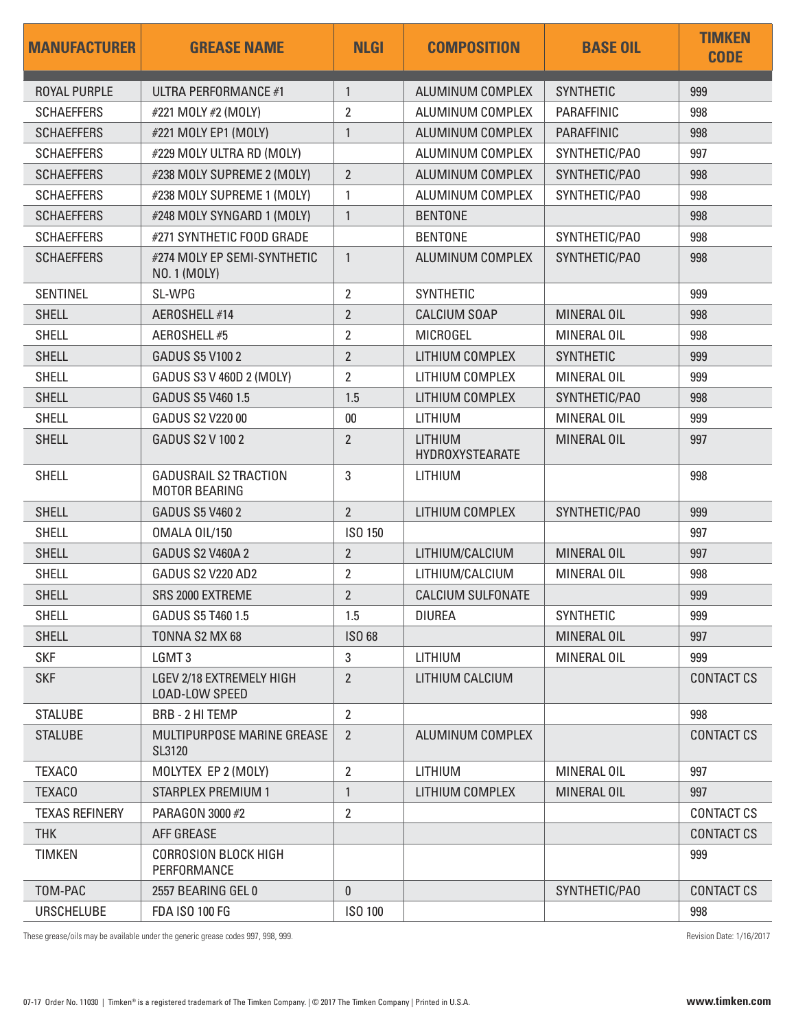| MANUFACTURER | GREASE NAME | NLGI | COMPOSITION | BASE OIL | TIMKEN CODE |
|---|---|---|---|---|---|
| ROYAL PURPLE | ULTRA PERFORMANCE #1 | 1 | ALUMINUM COMPLEX | SYNTHETIC | 999 |
| SCHAEFFERS | #221 MOLY #2 (MOLY) | 2 | ALUMINUM COMPLEX | PARAFFINIC | 998 |
| SCHAEFFERS | #221 MOLY EP1 (MOLY) | 1 | ALUMINUM COMPLEX | PARAFFINIC | 998 |
| SCHAEFFERS | #229 MOLY ULTRA RD (MOLY) | | ALUMINUM COMPLEX | SYNTHETIC/PAO | 997 |
| SCHAEFFERS | #238 MOLY SUPREME 2 (MOLY) | 2 | ALUMINUM COMPLEX | SYNTHETIC/PAO | 998 |
| SCHAEFFERS | #238 MOLY SUPREME 1 (MOLY) | 1 | ALUMINUM COMPLEX | SYNTHETIC/PAO | 998 |
| SCHAEFFERS | #248 MOLY SYNGARD 1 (MOLY) | 1 | BENTONE | | 998 |
| SCHAEFFERS | #271 SYNTHETIC FOOD GRADE | | BENTONE | SYNTHETIC/PAO | 998 |
| SCHAEFFERS | #274 MOLY EP SEMI-SYNTHETIC NO. 1 (MOLY) | 1 | ALUMINUM COMPLEX | SYNTHETIC/PAO | 998 |
| SENTINEL | SL-WPG | 2 | SYNTHETIC | | 999 |
| SHELL | AEROSHELL #14 | 2 | CALCIUM SOAP | MINERAL OIL | 998 |
| SHELL | AEROSHELL #5 | 2 | MICROGEL | MINERAL OIL | 998 |
| SHELL | GADUS S5 V100 2 | 2 | LITHIUM COMPLEX | SYNTHETIC | 999 |
| SHELL | GADUS S3 V 460D 2 (MOLY) | 2 | LITHIUM COMPLEX | MINERAL OIL | 999 |
| SHELL | GADUS S5 V460 1.5 | 1.5 | LITHIUM COMPLEX | SYNTHETIC/PAO | 998 |
| SHELL | GADUS S2 V220 00 | 00 | LITHIUM | MINERAL OIL | 999 |
| SHELL | GADUS S2 V 100 2 | 2 | LITHIUM HYDROXYSTEARATE | MINERAL OIL | 997 |
| SHELL | GADUSRAIL S2 TRACTION MOTOR BEARING | 3 | LITHIUM | | 998 |
| SHELL | GADUS S5 V460 2 | 2 | LITHIUM COMPLEX | SYNTHETIC/PAO | 999 |
| SHELL | OMALA OIL/150 | ISO 150 | | | 997 |
| SHELL | GADUS S2 V460A 2 | 2 | LITHIUM/CALCIUM | MINERAL OIL | 997 |
| SHELL | GADUS S2 V220 AD2 | 2 | LITHIUM/CALCIUM | MINERAL OIL | 998 |
| SHELL | SRS 2000 EXTREME | 2 | CALCIUM SULFONATE | | 999 |
| SHELL | GADUS S5 T460 1.5 | 1.5 | DIUREA | SYNTHETIC | 999 |
| SHELL | TONNA S2 MX 68 | ISO 68 | | MINERAL OIL | 997 |
| SKF | LGMT 3 | 3 | LITHIUM | MINERAL OIL | 999 |
| SKF | LGEV 2/18 EXTREMELY HIGH LOAD-LOW SPEED | 2 | LITHIUM CALCIUM | | CONTACT CS |
| STALUBE | BRB - 2 HI TEMP | 2 | | | 998 |
| STALUBE | MULTIPURPOSE MARINE GREASE SL3120 | 2 | ALUMINUM COMPLEX | | CONTACT CS |
| TEXACO | MOLYTEX EP 2 (MOLY) | 2 | LITHIUM | MINERAL OIL | 997 |
| TEXACO | STARPLEX PREMIUM 1 | 1 | LITHIUM COMPLEX | MINERAL OIL | 997 |
| TEXAS REFINERY | PARAGON 3000 #2 | 2 | | | CONTACT CS |
| THK | AFF GREASE | | | | CONTACT CS |
| TIMKEN | CORROSION BLOCK HIGH PERFORMANCE | | | | 999 |
| TOM-PAC | 2557 BEARING GEL 0 | 0 | | SYNTHETIC/PAO | CONTACT CS |
| URSCHELUBE | FDA ISO 100 FG | ISO 100 | | | 998 |

These grease/oils may be available under the generic grease codes 997, 998, 999.

Revision Date: 1/16/2017

07-17 Order No. 11030 | Timken® is a registered trademark of The Timken Company. | © 2017 The Timken Company | Printed in U.S.A.

www.timken.com